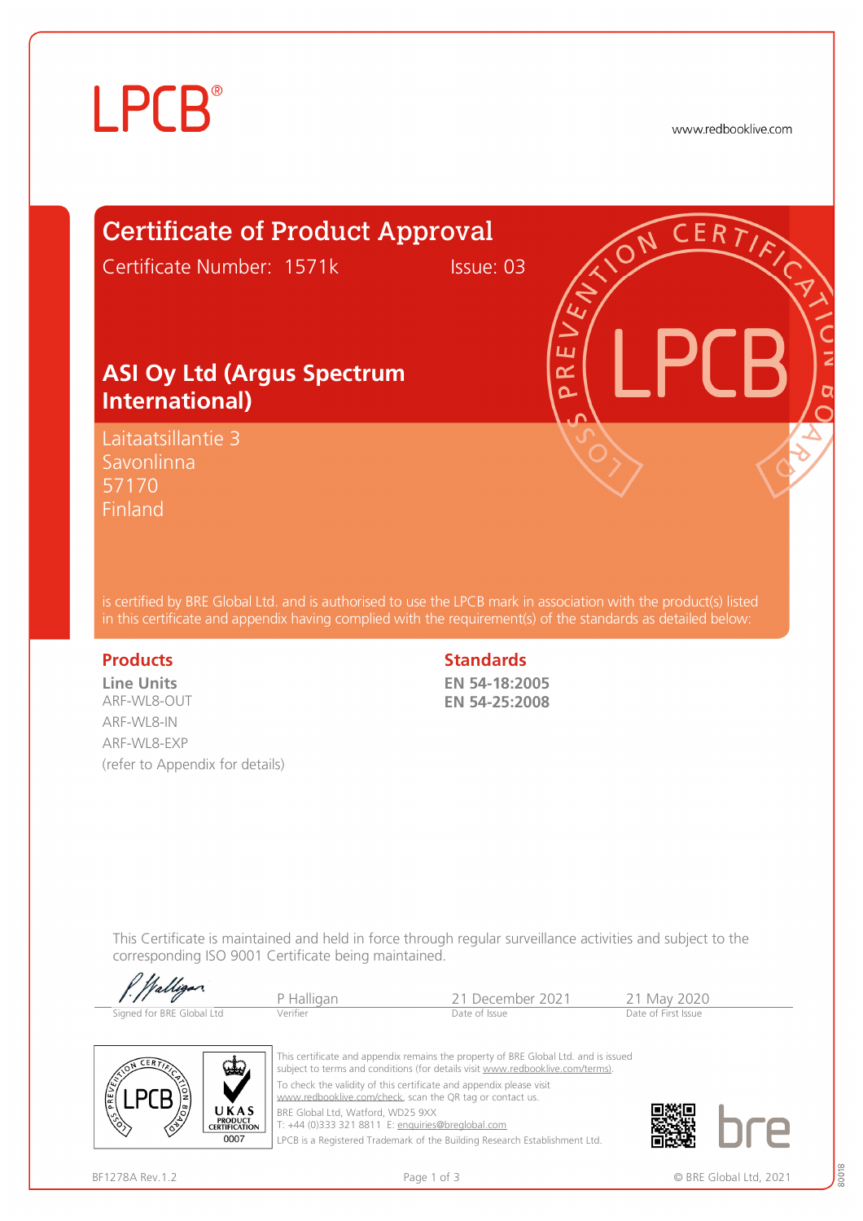LPCB®

www.redbooklive.com

# Certificate of Product Approval

Certificate Number: 1571k Issue: 03

## ASI Oy Ltd (Argus Spectrum International)

Laitaatsillantie 3
Savonlinna
57170
Finland

is certified by BRE Global Ltd. and is authorised to use the LPCB mark in association with the product(s) listed in this certificate and appendix having complied with the requirement(s) of the standards as detailed below:

### Products

**Line Units**
ARF-WL8-OUT
ARF-WL8-IN
ARF-WL8-EXP
(refer to Appendix for details)

### Standards

**EN 54-18:2005**
**EN 54-25:2008**

This Certificate is maintained and held in force through regular surveillance activities and subject to the corresponding ISO 9001 Certificate being maintained.

| Signed for BRE Global Ltd | P Halligan<br>Verifier | 21 December 2021<br>Date of Issue | 21 May 2020<br>Date of First Issue |
|---|---|---|---|

UKAS PRODUCT CERTIFICATION 0007

This certificate and appendix remains the property of BRE Global Ltd. and is issued subject to terms and conditions (for details visit www.redbooklive.com/terms).
To check the validity of this certificate and appendix please visit www.redbooklive.com/check, scan the QR tag or contact us.
BRE Global Ltd, Watford, WD25 9XX
T: +44 (0)333 321 8811 E: enquiries@breglobal.com
LPCB is a Registered Trademark of the Building Research Establishment Ltd.

bre

BF1278A Rev.1.2 © BRE Global Ltd, 2021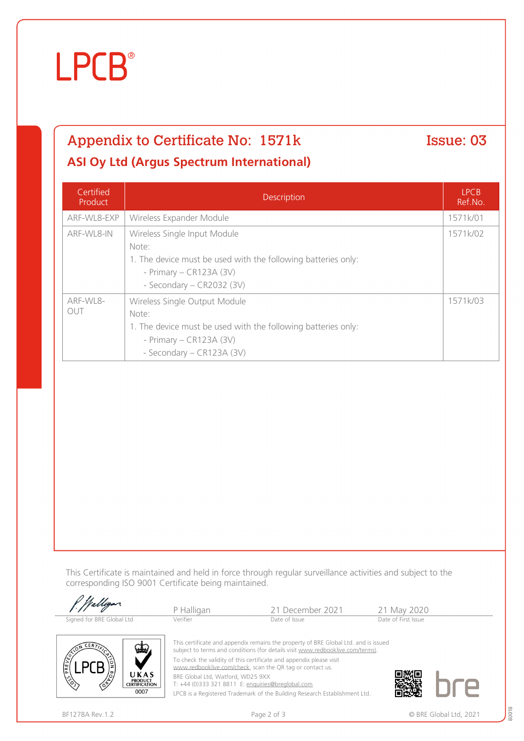# LPCB®

## Appendix to Certificate No: 1571k — Issue: 03

### ASI Oy Ltd (Argus Spectrum International)

| Certified Product | Description | LPCB Ref.No. |
|---|---|---|
| ARF-WL8-EXP | Wireless Expander Module | 1571k/01 |
| ARF-WL8-IN | Wireless Single Input Module<br>Note:<br>1. The device must be used with the following batteries only:<br>- Primary – CR123A (3V)<br>- Secondary – CR2032 (3V) | 1571k/02 |
| ARF-WL8-OUT | Wireless Single Output Module<br>Note:<br>1. The device must be used with the following batteries only:<br>- Primary – CR123A (3V)<br>- Secondary – CR123A (3V) | 1571k/03 |

This Certificate is maintained and held in force through regular surveillance activities and subject to the corresponding ISO 9001 Certificate being maintained.

| Signed for BRE Global Ltd | Verifier | Date of Issue | Date of First Issue |
|---|---|---|---|
| *P Halligan* (signature) | P Halligan | 21 December 2021 | 21 May 2020 |

This certificate and appendix remains the property of BRE Global Ltd. and is issued subject to terms and conditions (for details visit www.redbooklive.com/terms).

To check the validity of this certificate and appendix please visit www.redbooklive.com/check, scan the QR tag or contact us.

BRE Global Ltd, Watford, WD25 9XX
T: +44 (0)333 321 8811 E: enquiries@breglobal.com

LPCB is a Registered Trademark of the Building Research Establishment Ltd.

UKAS PRODUCT CERTIFICATION 0007

BF1278A Rev.1.2

© BRE Global Ltd, 2021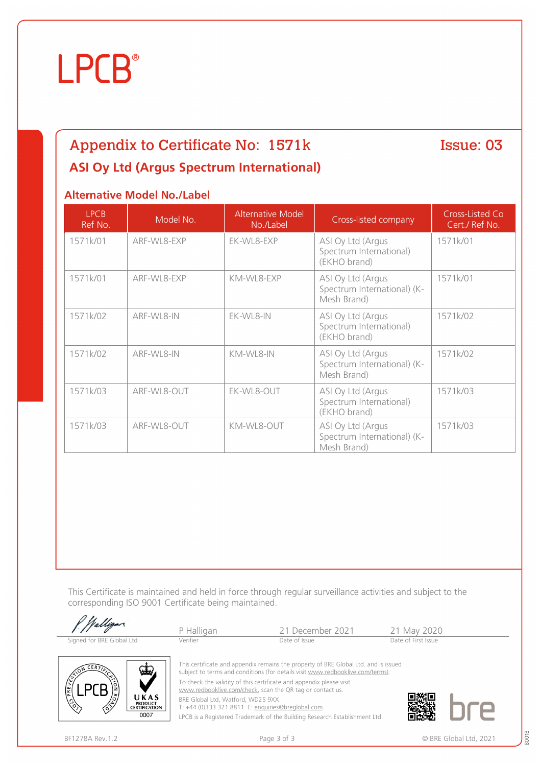# LPCB®

## Appendix to Certificate No: 1571k — Issue: 03

### ASI Oy Ltd (Argus Spectrum International)

#### Alternative Model No./Label

| LPCB Ref No. | Model No. | Alternative Model No./Label | Cross-listed company | Cross-Listed Co Cert./ Ref No. |
|---|---|---|---|---|
| 1571k/01 | ARF-WL8-EXP | EK-WL8-EXP | ASI Oy Ltd (Argus Spectrum International) (EKHO brand) | 1571k/01 |
| 1571k/01 | ARF-WL8-EXP | KM-WL8-EXP | ASI Oy Ltd (Argus Spectrum International) (K-Mesh Brand) | 1571k/01 |
| 1571k/02 | ARF-WL8-IN | EK-WL8-IN | ASI Oy Ltd (Argus Spectrum International) (EKHO brand) | 1571k/02 |
| 1571k/02 | ARF-WL8-IN | KM-WL8-IN | ASI Oy Ltd (Argus Spectrum International) (K-Mesh Brand) | 1571k/02 |
| 1571k/03 | ARF-WL8-OUT | EK-WL8-OUT | ASI Oy Ltd (Argus Spectrum International) (EKHO brand) | 1571k/03 |
| 1571k/03 | ARF-WL8-OUT | KM-WL8-OUT | ASI Oy Ltd (Argus Spectrum International) (K-Mesh Brand) | 1571k/03 |

This Certificate is maintained and held in force through regular surveillance activities and subject to the corresponding ISO 9001 Certificate being maintained.

| Signed for BRE Global Ltd | Verifier | Date of Issue | Date of First Issue |
|---|---|---|---|
| P Halligan (signature) | P Halligan | 21 December 2021 | 21 May 2020 |

This certificate and appendix remains the property of BRE Global Ltd. and is issued subject to terms and conditions (for details visit www.redbooklive.com/terms).

To check the validity of this certificate and appendix please visit www.redbooklive.com/check, scan the QR tag or contact us.

BRE Global Ltd, Watford, WD25 9XX
T: +44 (0)333 321 8811 E: enquiries@breglobal.com

LPCB is a Registered Trademark of the Building Research Establishment Ltd.

LOSS PREVENTION CERTIFICATION BOARD LPCB — UKAS PRODUCT CERTIFICATION 0007

bre

BF1278A Rev.1.2

© BRE Global Ltd, 2021